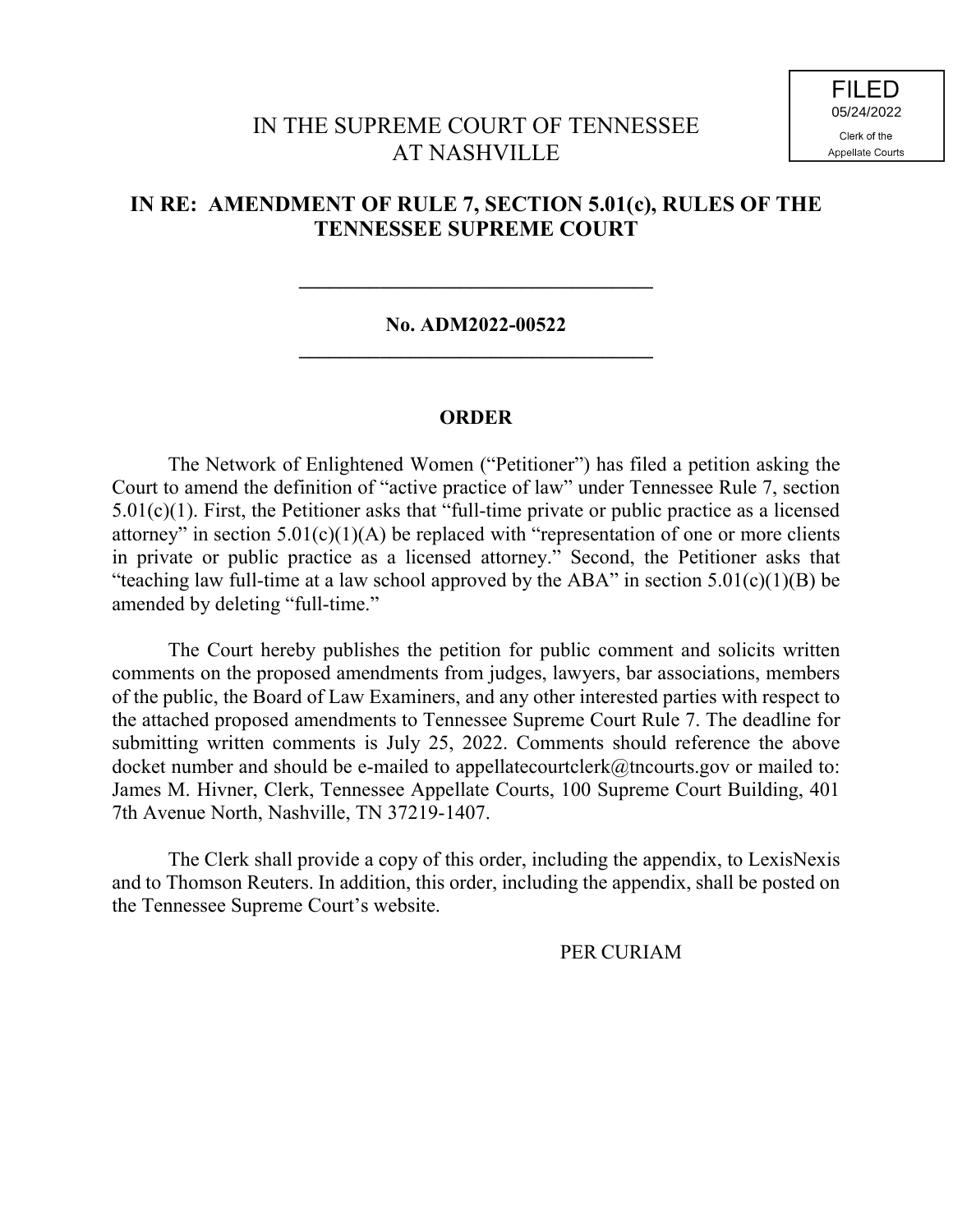FILED
05/24/2022
Clerk of the
Appellate Courts

# IN THE SUPREME COURT OF TENNESSEE AT NASHVILLE

## IN RE: AMENDMENT OF RULE 7, SECTION 5.01(c), RULES OF THE TENNESSEE SUPREME COURT

---

**No. ADM2022-00522**

---

**ORDER**

The Network of Enlightened Women ("Petitioner") has filed a petition asking the Court to amend the definition of "active practice of law" under Tennessee Rule 7, section 5.01(c)(1). First, the Petitioner asks that "full-time private or public practice as a licensed attorney" in section 5.01(c)(1)(A) be replaced with "representation of one or more clients in private or public practice as a licensed attorney." Second, the Petitioner asks that "teaching law full-time at a law school approved by the ABA" in section 5.01(c)(1)(B) be amended by deleting "full-time."

The Court hereby publishes the petition for public comment and solicits written comments on the proposed amendments from judges, lawyers, bar associations, members of the public, the Board of Law Examiners, and any other interested parties with respect to the attached proposed amendments to Tennessee Supreme Court Rule 7. The deadline for submitting written comments is July 25, 2022. Comments should reference the above docket number and should be e-mailed to appellatecourtclerk@tncourts.gov or mailed to: James M. Hivner, Clerk, Tennessee Appellate Courts, 100 Supreme Court Building, 401 7th Avenue North, Nashville, TN 37219-1407.

The Clerk shall provide a copy of this order, including the appendix, to LexisNexis and to Thomson Reuters. In addition, this order, including the appendix, shall be posted on the Tennessee Supreme Court's website.

PER CURIAM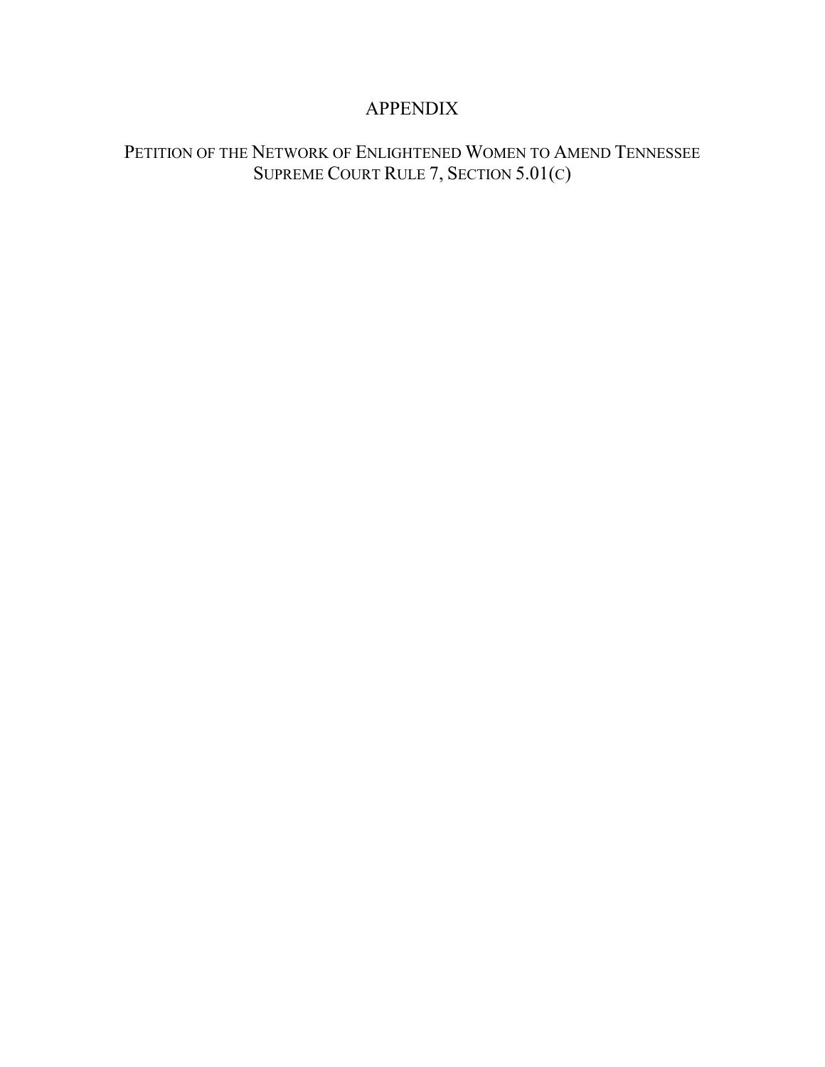# APPENDIX

## PETITION OF THE NETWORK OF ENLIGHTENED WOMEN TO AMEND TENNESSEE SUPREME COURT RULE 7, SECTION 5.01(C)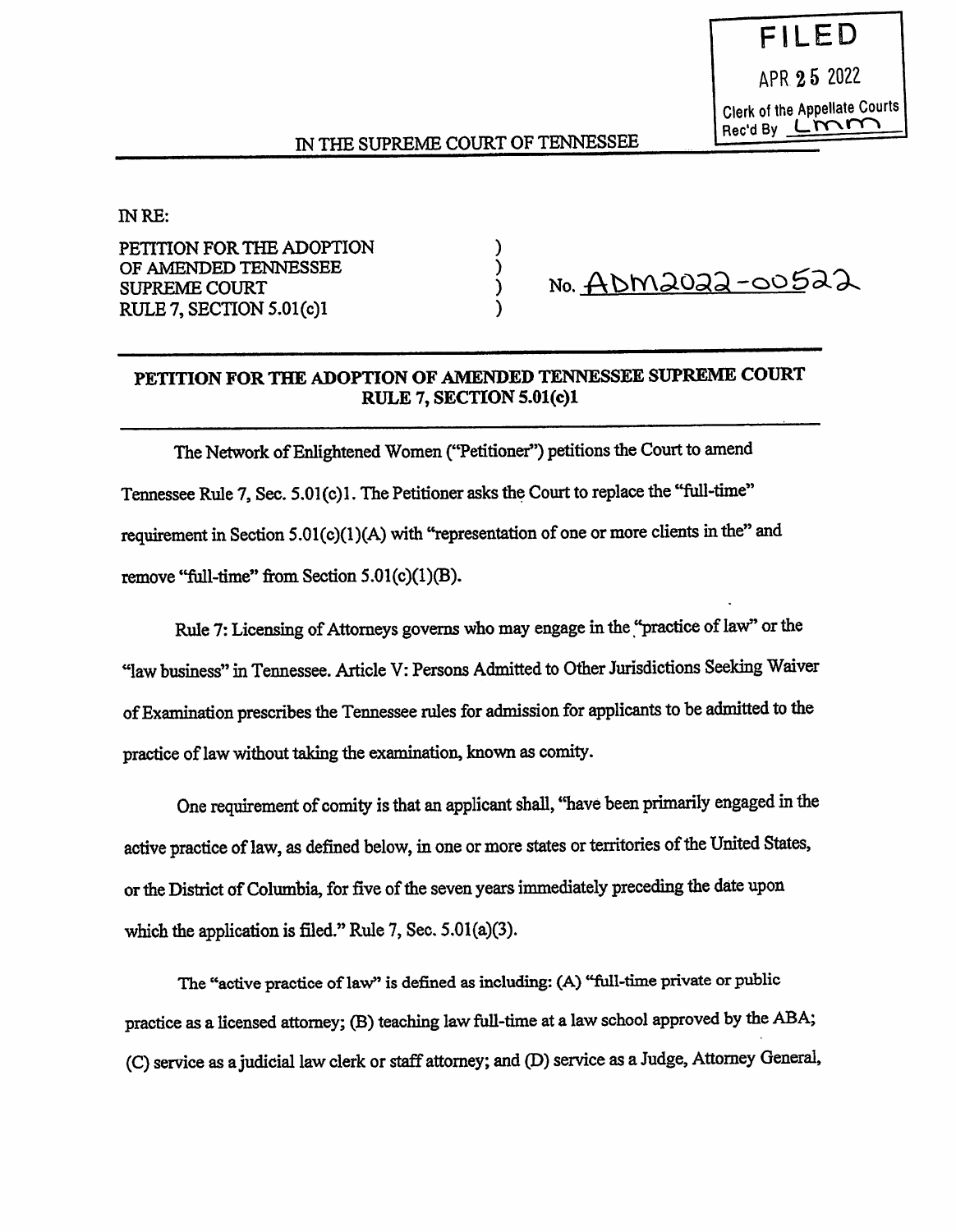FILED

APR 25 2022

Clerk of the Appellate Courts
Rec'd By LMM

IN THE SUPREME COURT OF TENNESSEE

IN RE:

PETITION FOR THE ADOPTION OF AMENDED TENNESSEE SUPREME COURT RULE 7, SECTION 5.01(c)1 ) No. ADM2022-00522

## PETITION FOR THE ADOPTION OF AMENDED TENNESSEE SUPREME COURT RULE 7, SECTION 5.01(c)1

The Network of Enlightened Women ("Petitioner") petitions the Court to amend Tennessee Rule 7, Sec. 5.01(c)1. The Petitioner asks the Court to replace the "full-time" requirement in Section 5.01(c)(1)(A) with "representation of one or more clients in the" and remove "full-time" from Section 5.01(c)(1)(B).

Rule 7: Licensing of Attorneys governs who may engage in the "practice of law" or the "law business" in Tennessee. Article V: Persons Admitted to Other Jurisdictions Seeking Waiver of Examination prescribes the Tennessee rules for admission for applicants to be admitted to the practice of law without taking the examination, known as comity.

One requirement of comity is that an applicant shall, "have been primarily engaged in the active practice of law, as defined below, in one or more states or territories of the United States, or the District of Columbia, for five of the seven years immediately preceding the date upon which the application is filed." Rule 7, Sec. 5.01(a)(3).

The "active practice of law" is defined as including: (A) "full-time private or public practice as a licensed attorney; (B) teaching law full-time at a law school approved by the ABA; (C) service as a judicial law clerk or staff attorney; and (D) service as a Judge, Attorney General,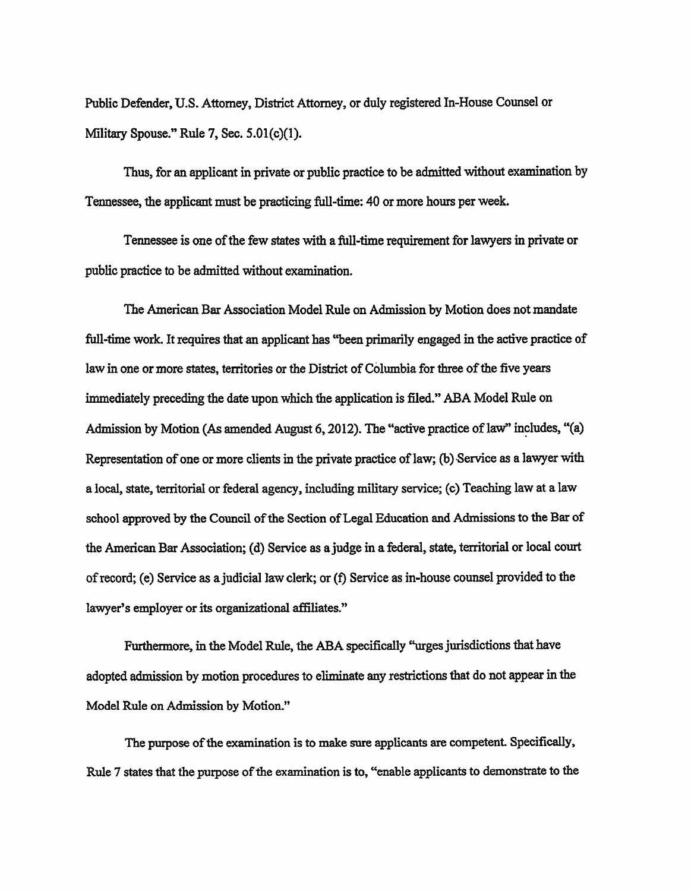Public Defender, U.S. Attorney, District Attorney, or duly registered In-House Counsel or Military Spouse." Rule 7, Sec. 5.01(c)(1).

Thus, for an applicant in private or public practice to be admitted without examination by Tennessee, the applicant must be practicing full-time: 40 or more hours per week.

Tennessee is one of the few states with a full-time requirement for lawyers in private or public practice to be admitted without examination.

The American Bar Association Model Rule on Admission by Motion does not mandate full-time work. It requires that an applicant has "been primarily engaged in the active practice of law in one or more states, territories or the District of Columbia for three of the five years immediately preceding the date upon which the application is filed." ABA Model Rule on Admission by Motion (As amended August 6, 2012). The "active practice of law" includes, "(a) Representation of one or more clients in the private practice of law; (b) Service as a lawyer with a local, state, territorial or federal agency, including military service; (c) Teaching law at a law school approved by the Council of the Section of Legal Education and Admissions to the Bar of the American Bar Association; (d) Service as a judge in a federal, state, territorial or local court of record; (e) Service as a judicial law clerk; or (f) Service as in-house counsel provided to the lawyer's employer or its organizational affiliates."

Furthermore, in the Model Rule, the ABA specifically "urges jurisdictions that have adopted admission by motion procedures to eliminate any restrictions that do not appear in the Model Rule on Admission by Motion."

The purpose of the examination is to make sure applicants are competent. Specifically, Rule 7 states that the purpose of the examination is to, "enable applicants to demonstrate to the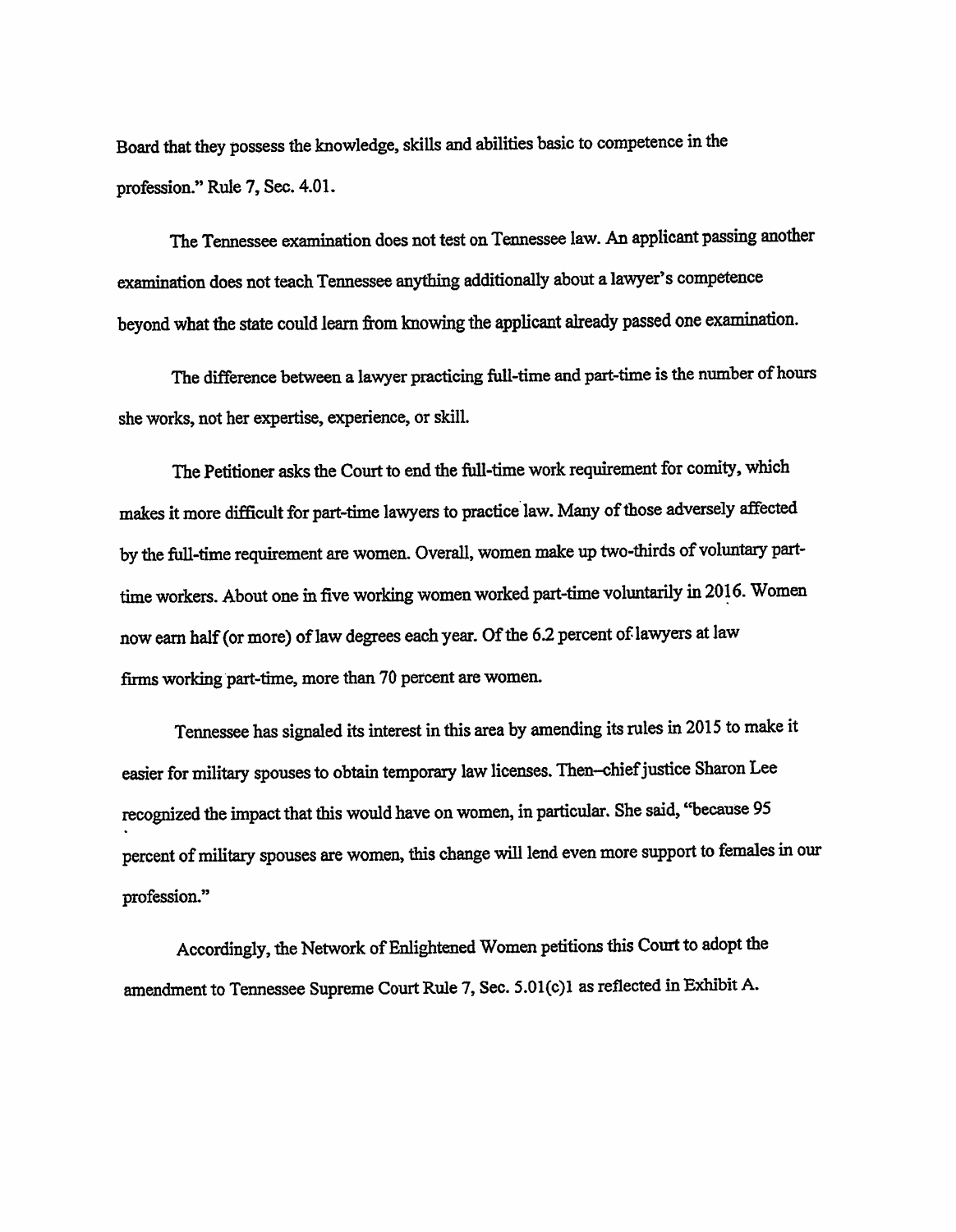Board that they possess the knowledge, skills and abilities basic to competence in the profession." Rule 7, Sec. 4.01.

The Tennessee examination does not test on Tennessee law. An applicant passing another examination does not teach Tennessee anything additionally about a lawyer's competence beyond what the state could learn from knowing the applicant already passed one examination.

The difference between a lawyer practicing full-time and part-time is the number of hours she works, not her expertise, experience, or skill.

The Petitioner asks the Court to end the full-time work requirement for comity, which makes it more difficult for part-time lawyers to practice law. Many of those adversely affected by the full-time requirement are women. Overall, women make up two-thirds of voluntary part-time workers. About one in five working women worked part-time voluntarily in 2016. Women now earn half (or more) of law degrees each year. Of the 6.2 percent of lawyers at law firms working part-time, more than 70 percent are women.

Tennessee has signaled its interest in this area by amending its rules in 2015 to make it easier for military spouses to obtain temporary law licenses. Then–chief justice Sharon Lee recognized the impact that this would have on women, in particular. She said, "because 95 percent of military spouses are women, this change will lend even more support to females in our profession."

Accordingly, the Network of Enlightened Women petitions this Court to adopt the amendment to Tennessee Supreme Court Rule 7, Sec. 5.01(c)1 as reflected in Exhibit A.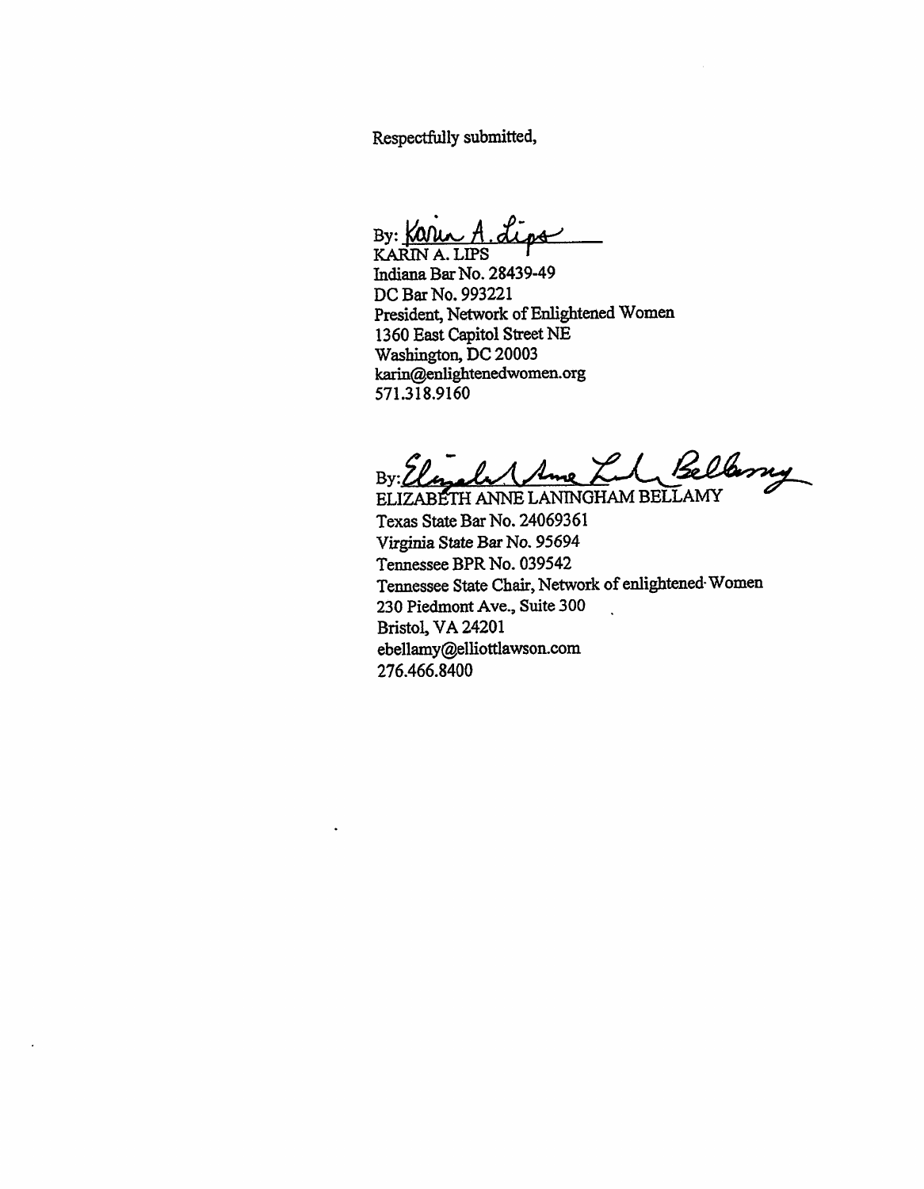Respectfully submitted,

By: Karin A. Lips
KARIN A. LIPS
Indiana Bar No. 28439-49
DC Bar No. 993221
President, Network of Enlightened Women
1360 East Capitol Street NE
Washington, DC 20003
karin@enlightenedwomen.org
571.318.9160

By: Elizabeth Anne Laningham Bellamy
ELIZABETH ANNE LANINGHAM BELLAMY
Texas State Bar No. 24069361
Virginia State Bar No. 95694
Tennessee BPR No. 039542
Tennessee State Chair, Network of enlightened Women
230 Piedmont Ave., Suite 300
Bristol, VA 24201
ebellamy@elliottlawson.com
276.466.8400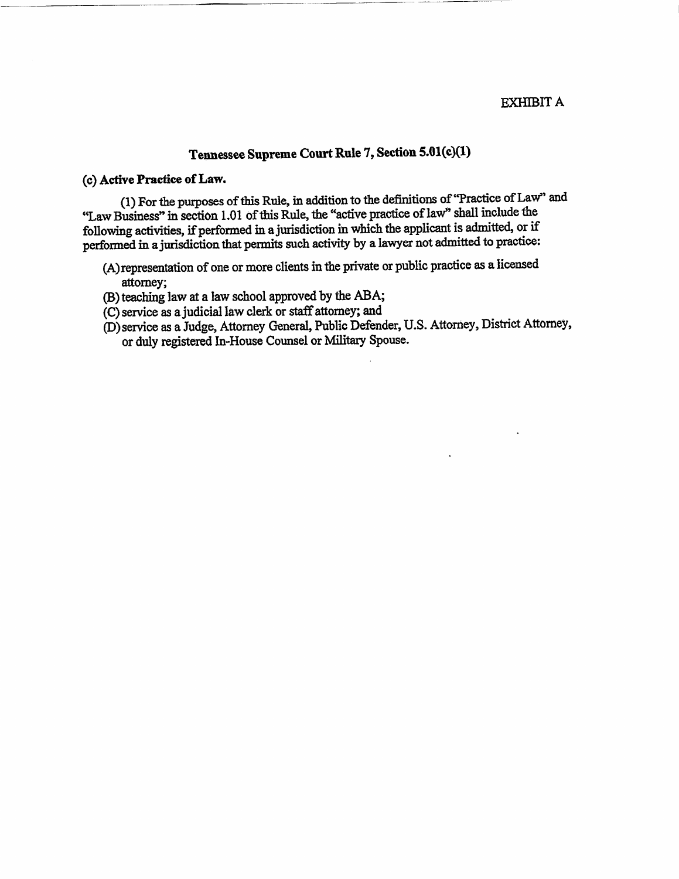EXHIBIT A

## Tennessee Supreme Court Rule 7, Section 5.01(c)(1)

**(c) Active Practice of Law.**

(1) For the purposes of this Rule, in addition to the definitions of "Practice of Law" and "Law Business" in section 1.01 of this Rule, the "active practice of law" shall include the following activities, if performed in a jurisdiction in which the applicant is admitted, or if performed in a jurisdiction that permits such activity by a lawyer not admitted to practice:

(A) representation of one or more clients in the private or public practice as a licensed attorney;

(B) teaching law at a law school approved by the ABA;

(C) service as a judicial law clerk or staff attorney; and

(D) service as a Judge, Attorney General, Public Defender, U.S. Attorney, District Attorney, or duly registered In-House Counsel or Military Spouse.